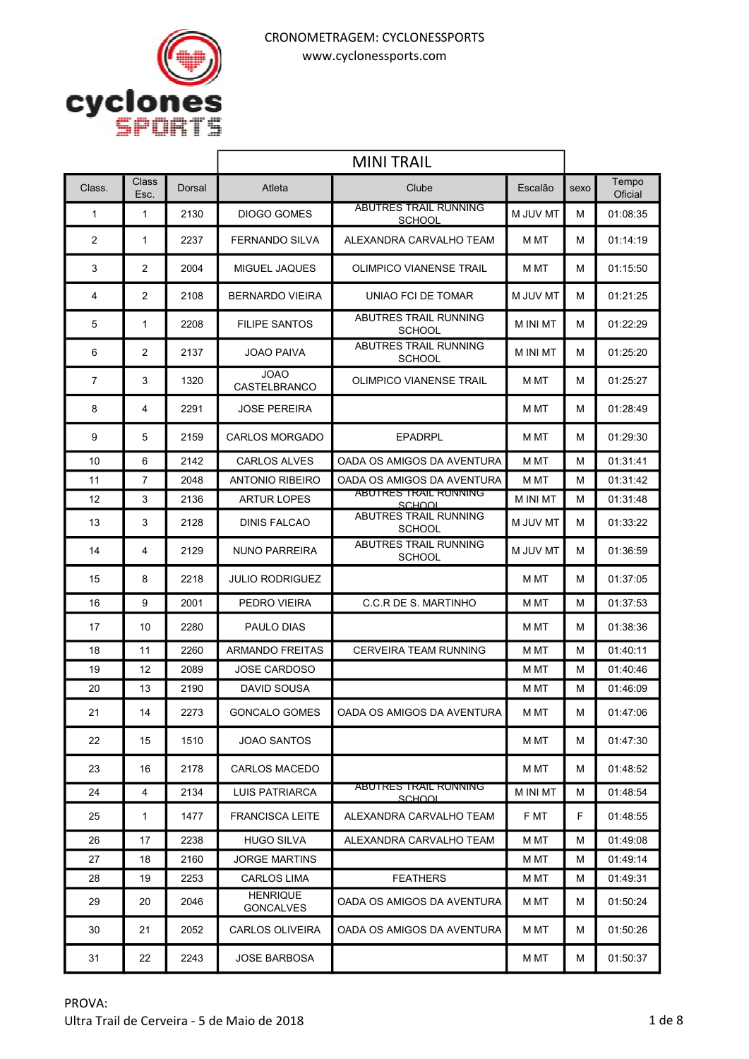CRONOMETRAGEM: CYCLONESSPORTS
www.cyclonessports.com

## MINI TRAIL

| Class. | Class Esc. | Dorsal | Atleta | Clube | Escalão | sexo | Tempo Oficial |
|---|---|---|---|---|---|---|---|
| 1 | 1 | 2130 | DIOGO GOMES | ABUTRES TRAIL RUNNING SCHOOL | M JUV MT | M | 01:08:35 |
| 2 | 1 | 2237 | FERNANDO SILVA | ALEXANDRA CARVALHO TEAM | M MT | M | 01:14:19 |
| 3 | 2 | 2004 | MIGUEL JAQUES | OLIMPICO VIANENSE TRAIL | M MT | M | 01:15:50 |
| 4 | 2 | 2108 | BERNARDO VIEIRA | UNIAO FCI DE TOMAR | M JUV MT | M | 01:21:25 |
| 5 | 1 | 2208 | FILIPE SANTOS | ABUTRES TRAIL RUNNING SCHOOL | M INI MT | M | 01:22:29 |
| 6 | 2 | 2137 | JOAO PAIVA | ABUTRES TRAIL RUNNING SCHOOL | M INI MT | M | 01:25:20 |
| 7 | 3 | 1320 | JOAO CASTELBRANCO | OLIMPICO VIANENSE TRAIL | M MT | M | 01:25:27 |
| 8 | 4 | 2291 | JOSE PEREIRA | | M MT | M | 01:28:49 |
| 9 | 5 | 2159 | CARLOS MORGADO | EPADRPL | M MT | M | 01:29:30 |
| 10 | 6 | 2142 | CARLOS ALVES | OADA OS AMIGOS DA AVENTURA | M MT | M | 01:31:41 |
| 11 | 7 | 2048 | ANTONIO RIBEIRO | OADA OS AMIGOS DA AVENTURA | M MT | M | 01:31:42 |
| 12 | 3 | 2136 | ARTUR LOPES | ABUTRES TRAIL RUNNING SCHOOL | M INI MT | M | 01:31:48 |
| 13 | 3 | 2128 | DINIS FALCAO | ABUTRES TRAIL RUNNING SCHOOL | M JUV MT | M | 01:33:22 |
| 14 | 4 | 2129 | NUNO PARREIRA | ABUTRES TRAIL RUNNING SCHOOL | M JUV MT | M | 01:36:59 |
| 15 | 8 | 2218 | JULIO RODRIGUEZ | | M MT | M | 01:37:05 |
| 16 | 9 | 2001 | PEDRO VIEIRA | C.C.R DE S. MARTINHO | M MT | M | 01:37:53 |
| 17 | 10 | 2280 | PAULO DIAS | | M MT | M | 01:38:36 |
| 18 | 11 | 2260 | ARMANDO FREITAS | CERVEIRA TEAM RUNNING | M MT | M | 01:40:11 |
| 19 | 12 | 2089 | JOSE CARDOSO | | M MT | M | 01:40:46 |
| 20 | 13 | 2190 | DAVID SOUSA | | M MT | M | 01:46:09 |
| 21 | 14 | 2273 | GONCALO GOMES | OADA OS AMIGOS DA AVENTURA | M MT | M | 01:47:06 |
| 22 | 15 | 1510 | JOAO SANTOS | | M MT | M | 01:47:30 |
| 23 | 16 | 2178 | CARLOS MACEDO | | M MT | M | 01:48:52 |
| 24 | 4 | 2134 | LUIS PATRIARCA | ABUTRES TRAIL RUNNING SCHOOL | M INI MT | M | 01:48:54 |
| 25 | 1 | 1477 | FRANCISCA LEITE | ALEXANDRA CARVALHO TEAM | F MT | F | 01:48:55 |
| 26 | 17 | 2238 | HUGO SILVA | ALEXANDRA CARVALHO TEAM | M MT | M | 01:49:08 |
| 27 | 18 | 2160 | JORGE MARTINS | | M MT | M | 01:49:14 |
| 28 | 19 | 2253 | CARLOS LIMA | FEATHERS | M MT | M | 01:49:31 |
| 29 | 20 | 2046 | HENRIQUE GONCALVES | OADA OS AMIGOS DA AVENTURA | M MT | M | 01:50:24 |
| 30 | 21 | 2052 | CARLOS OLIVEIRA | OADA OS AMIGOS DA AVENTURA | M MT | M | 01:50:26 |
| 31 | 22 | 2243 | JOSE BARBOSA | | M MT | M | 01:50:37 |

PROVA:
Ultra Trail de Cerveira - 5 de Maio de 2018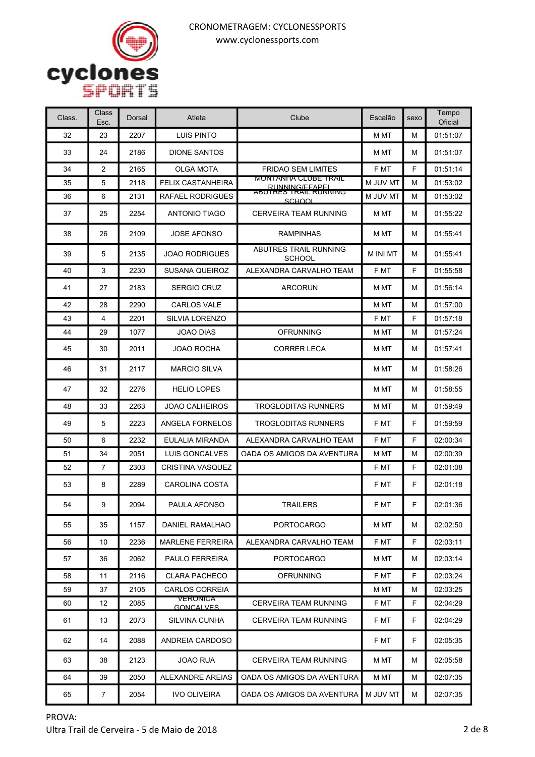CRONOMETRAGEM: CYCLONESSPORTS

www.cyclonessports.com

| Class. | Class Esc. | Dorsal | Atleta | Clube | Escalão | sexo | Tempo Oficial |
|---|---|---|---|---|---|---|---|
| 32 | 23 | 2207 | LUIS PINTO | | M MT | M | 01:51:07 |
| 33 | 24 | 2186 | DIONE SANTOS | | M MT | M | 01:51:07 |
| 34 | 2 | 2165 | OLGA MOTA | FRIDAO SEM LIMITES | F MT | F | 01:51:14 |
| 35 | 5 | 2118 | FELIX CASTANHEIRA | MONTANHA CLUBE TRAIL RUNNING/FEAPEL | M JUV MT | M | 01:53:02 |
| 36 | 6 | 2131 | RAFAEL RODRIGUES | ABUTRES TRAIL RUNNING SCHOOL | M JUV MT | M | 01:53:02 |
| 37 | 25 | 2254 | ANTONIO TIAGO | CERVEIRA TEAM RUNNING | M MT | M | 01:55:22 |
| 38 | 26 | 2109 | JOSE AFONSO | RAMPINHAS | M MT | M | 01:55:41 |
| 39 | 5 | 2135 | JOAO RODRIGUES | ABUTRES TRAIL RUNNING SCHOOL | M INI MT | M | 01:55:41 |
| 40 | 3 | 2230 | SUSANA QUEIROZ | ALEXANDRA CARVALHO TEAM | F MT | F | 01:55:58 |
| 41 | 27 | 2183 | SERGIO CRUZ | ARCORUN | M MT | M | 01:56:14 |
| 42 | 28 | 2290 | CARLOS VALE | | M MT | M | 01:57:00 |
| 43 | 4 | 2201 | SILVIA LORENZO | | F MT | F | 01:57:18 |
| 44 | 29 | 1077 | JOAO DIAS | OFRUNNING | M MT | M | 01:57:24 |
| 45 | 30 | 2011 | JOAO ROCHA | CORRER LECA | M MT | M | 01:57:41 |
| 46 | 31 | 2117 | MARCIO SILVA | | M MT | M | 01:58:26 |
| 47 | 32 | 2276 | HELIO LOPES | | M MT | M | 01:58:55 |
| 48 | 33 | 2263 | JOAO CALHEIROS | TROGLODITAS RUNNERS | M MT | M | 01:59:49 |
| 49 | 5 | 2223 | ANGELA FORNELOS | TROGLODITAS RUNNERS | F MT | F | 01:59:59 |
| 50 | 6 | 2232 | EULALIA MIRANDA | ALEXANDRA CARVALHO TEAM | F MT | F | 02:00:34 |
| 51 | 34 | 2051 | LUIS GONCALVES | OADA OS AMIGOS DA AVENTURA | M MT | M | 02:00:39 |
| 52 | 7 | 2303 | CRISTINA VASQUEZ | | F MT | F | 02:01:08 |
| 53 | 8 | 2289 | CAROLINA COSTA | | F MT | F | 02:01:18 |
| 54 | 9 | 2094 | PAULA AFONSO | TRAILERS | F MT | F | 02:01:36 |
| 55 | 35 | 1157 | DANIEL RAMALHAO | PORTOCARGO | M MT | M | 02:02:50 |
| 56 | 10 | 2236 | MARLENE FERREIRA | ALEXANDRA CARVALHO TEAM | F MT | F | 02:03:11 |
| 57 | 36 | 2062 | PAULO FERREIRA | PORTOCARGO | M MT | M | 02:03:14 |
| 58 | 11 | 2116 | CLARA PACHECO | OFRUNNING | F MT | F | 02:03:24 |
| 59 | 37 | 2105 | CARLOS CORREIA | | M MT | M | 02:03:25 |
| 60 | 12 | 2085 | VERONICA GONCALVES | CERVEIRA TEAM RUNNING | F MT | F | 02:04:29 |
| 61 | 13 | 2073 | SILVINA CUNHA | CERVEIRA TEAM RUNNING | F MT | F | 02:04:29 |
| 62 | 14 | 2088 | ANDREIA CARDOSO | | F MT | F | 02:05:35 |
| 63 | 38 | 2123 | JOAO RUA | CERVEIRA TEAM RUNNING | M MT | M | 02:05:58 |
| 64 | 39 | 2050 | ALEXANDRE AREIAS | OADA OS AMIGOS DA AVENTURA | M MT | M | 02:07:35 |
| 65 | 7 | 2054 | IVO OLIVEIRA | OADA OS AMIGOS DA AVENTURA | M JUV MT | M | 02:07:35 |

PROVA:

Ultra Trail de Cerveira - 5 de Maio de 2018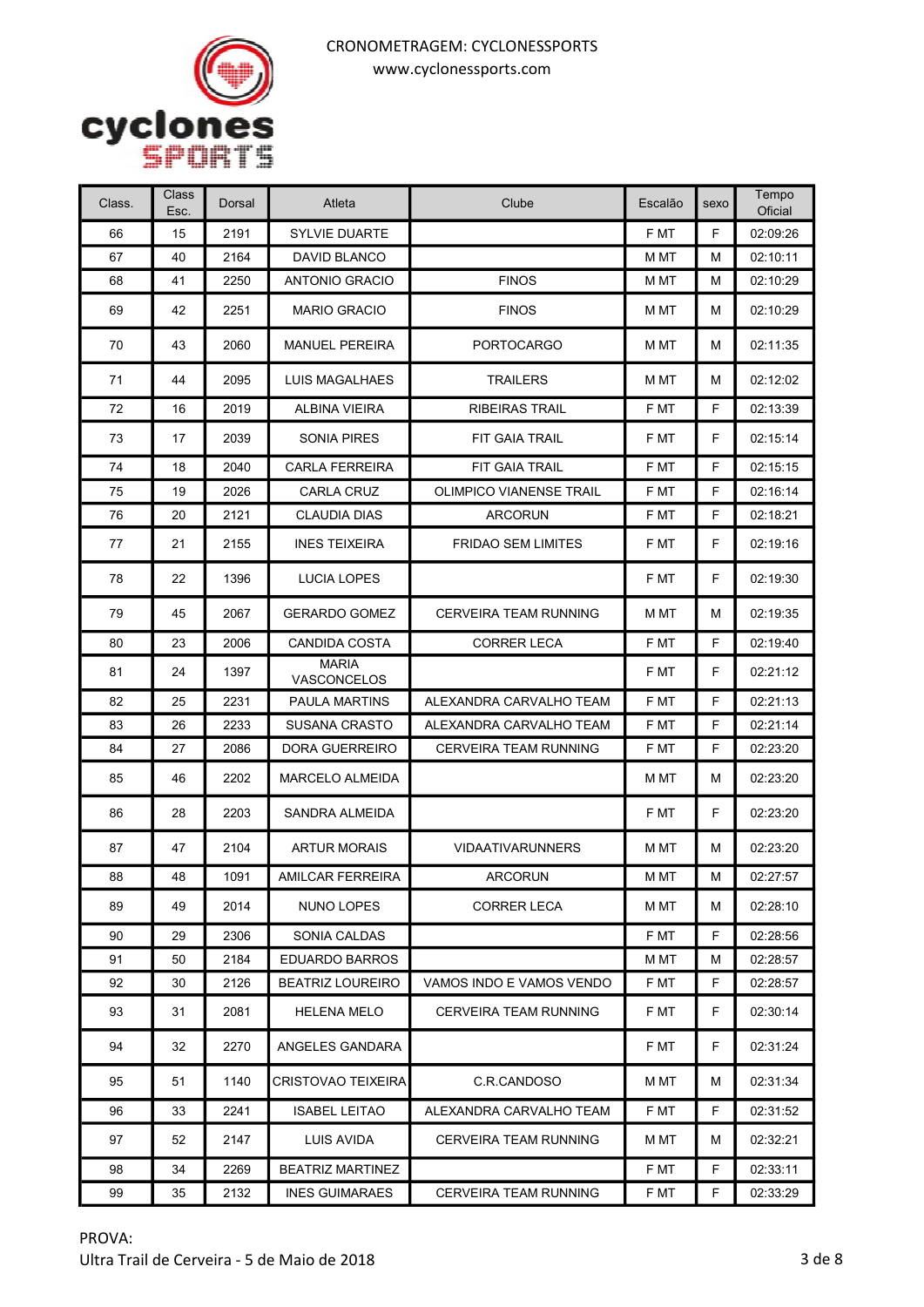CRONOMETRAGEM: CYCLONESSPORTS
www.cyclonessports.com

| Class. | Class Esc. | Dorsal | Atleta | Clube | Escalão | sexo | Tempo Oficial |
|---|---|---|---|---|---|---|---|
| 66 | 15 | 2191 | SYLVIE DUARTE | | F MT | F | 02:09:26 |
| 67 | 40 | 2164 | DAVID BLANCO | | M MT | M | 02:10:11 |
| 68 | 41 | 2250 | ANTONIO GRACIO | FINOS | M MT | M | 02:10:29 |
| 69 | 42 | 2251 | MARIO GRACIO | FINOS | M MT | M | 02:10:29 |
| 70 | 43 | 2060 | MANUEL PEREIRA | PORTOCARGO | M MT | M | 02:11:35 |
| 71 | 44 | 2095 | LUIS MAGALHAES | TRAILERS | M MT | M | 02:12:02 |
| 72 | 16 | 2019 | ALBINA VIEIRA | RIBEIRAS TRAIL | F MT | F | 02:13:39 |
| 73 | 17 | 2039 | SONIA PIRES | FIT GAIA TRAIL | F MT | F | 02:15:14 |
| 74 | 18 | 2040 | CARLA FERREIRA | FIT GAIA TRAIL | F MT | F | 02:15:15 |
| 75 | 19 | 2026 | CARLA CRUZ | OLIMPICO VIANENSE TRAIL | F MT | F | 02:16:14 |
| 76 | 20 | 2121 | CLAUDIA DIAS | ARCORUN | F MT | F | 02:18:21 |
| 77 | 21 | 2155 | INES TEIXEIRA | FRIDAO SEM LIMITES | F MT | F | 02:19:16 |
| 78 | 22 | 1396 | LUCIA LOPES | | F MT | F | 02:19:30 |
| 79 | 45 | 2067 | GERARDO GOMEZ | CERVEIRA TEAM RUNNING | M MT | M | 02:19:35 |
| 80 | 23 | 2006 | CANDIDA COSTA | CORRER LECA | F MT | F | 02:19:40 |
| 81 | 24 | 1397 | MARIA VASCONCELOS | | F MT | F | 02:21:12 |
| 82 | 25 | 2231 | PAULA MARTINS | ALEXANDRA CARVALHO TEAM | F MT | F | 02:21:13 |
| 83 | 26 | 2233 | SUSANA CRASTO | ALEXANDRA CARVALHO TEAM | F MT | F | 02:21:14 |
| 84 | 27 | 2086 | DORA GUERREIRO | CERVEIRA TEAM RUNNING | F MT | F | 02:23:20 |
| 85 | 46 | 2202 | MARCELO ALMEIDA | | M MT | M | 02:23:20 |
| 86 | 28 | 2203 | SANDRA ALMEIDA | | F MT | F | 02:23:20 |
| 87 | 47 | 2104 | ARTUR MORAIS | VIDAATIVARUNNERS | M MT | M | 02:23:20 |
| 88 | 48 | 1091 | AMILCAR FERREIRA | ARCORUN | M MT | M | 02:27:57 |
| 89 | 49 | 2014 | NUNO LOPES | CORRER LECA | M MT | M | 02:28:10 |
| 90 | 29 | 2306 | SONIA CALDAS | | F MT | F | 02:28:56 |
| 91 | 50 | 2184 | EDUARDO BARROS | | M MT | M | 02:28:57 |
| 92 | 30 | 2126 | BEATRIZ LOUREIRO | VAMOS INDO E VAMOS VENDO | F MT | F | 02:28:57 |
| 93 | 31 | 2081 | HELENA MELO | CERVEIRA TEAM RUNNING | F MT | F | 02:30:14 |
| 94 | 32 | 2270 | ANGELES GANDARA | | F MT | F | 02:31:24 |
| 95 | 51 | 1140 | CRISTOVAO TEIXEIRA | C.R.CANDOSO | M MT | M | 02:31:34 |
| 96 | 33 | 2241 | ISABEL LEITAO | ALEXANDRA CARVALHO TEAM | F MT | F | 02:31:52 |
| 97 | 52 | 2147 | LUIS AVIDA | CERVEIRA TEAM RUNNING | M MT | M | 02:32:21 |
| 98 | 34 | 2269 | BEATRIZ MARTINEZ | | F MT | F | 02:33:11 |
| 99 | 35 | 2132 | INES GUIMARAES | CERVEIRA TEAM RUNNING | F MT | F | 02:33:29 |

PROVA:
Ultra Trail de Cerveira - 5 de Maio de 2018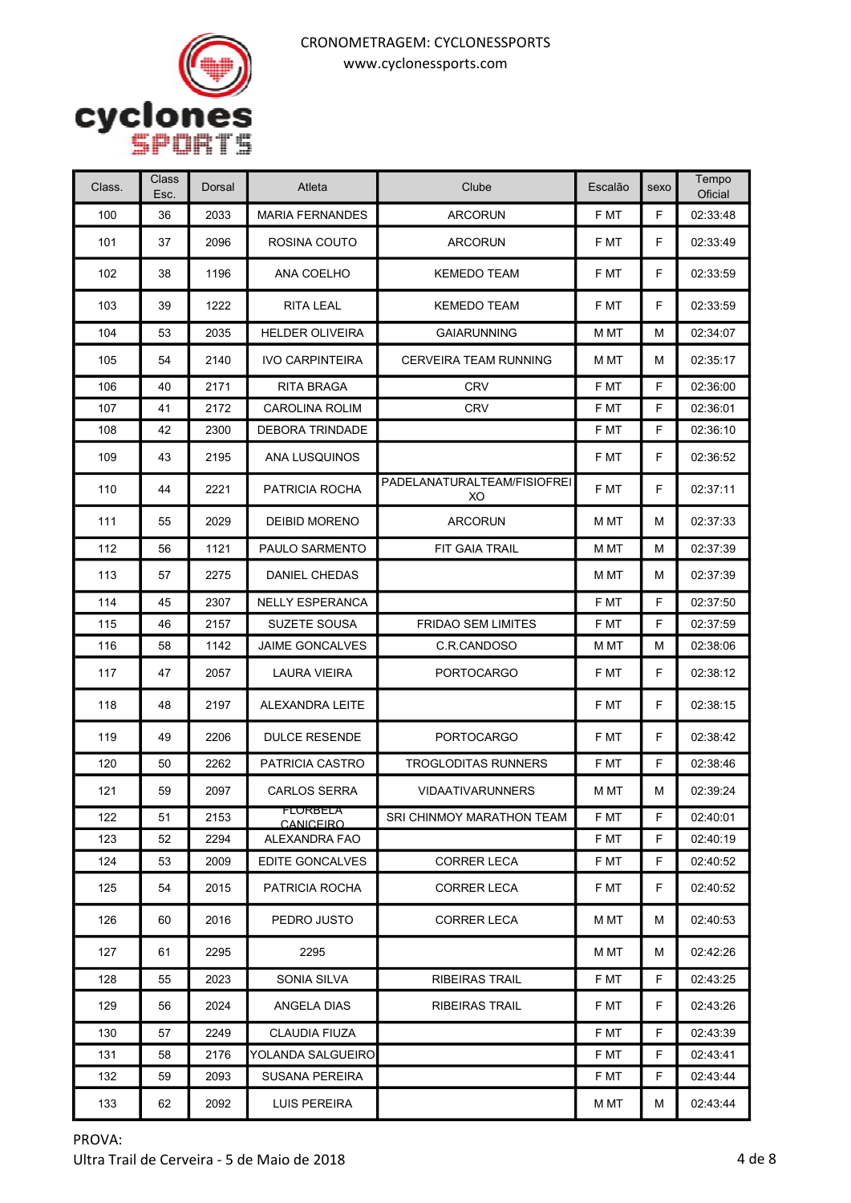CRONOMETRAGEM: CYCLONESSPORTS
www.cyclonessports.com

| Class. | Class Esc. | Dorsal | Atleta | Clube | Escalão | sexo | Tempo Oficial |
|---|---|---|---|---|---|---|---|
| 100 | 36 | 2033 | MARIA FERNANDES | ARCORUN | F MT | F | 02:33:48 |
| 101 | 37 | 2096 | ROSINA COUTO | ARCORUN | F MT | F | 02:33:49 |
| 102 | 38 | 1196 | ANA COELHO | KEMEDO TEAM | F MT | F | 02:33:59 |
| 103 | 39 | 1222 | RITA LEAL | KEMEDO TEAM | F MT | F | 02:33:59 |
| 104 | 53 | 2035 | HELDER OLIVEIRA | GAIARUNNING | M MT | M | 02:34:07 |
| 105 | 54 | 2140 | IVO CARPINTEIRA | CERVEIRA TEAM RUNNING | M MT | M | 02:35:17 |
| 106 | 40 | 2171 | RITA BRAGA | CRV | F MT | F | 02:36:00 |
| 107 | 41 | 2172 | CAROLINA ROLIM | CRV | F MT | F | 02:36:01 |
| 108 | 42 | 2300 | DEBORA TRINDADE | | F MT | F | 02:36:10 |
| 109 | 43 | 2195 | ANA LUSQUINOS | | F MT | F | 02:36:52 |
| 110 | 44 | 2221 | PATRICIA ROCHA | PADELANATURALTEAM/FISIOFREIXO | F MT | F | 02:37:11 |
| 111 | 55 | 2029 | DEIBID MORENO | ARCORUN | M MT | M | 02:37:33 |
| 112 | 56 | 1121 | PAULO SARMENTO | FIT GAIA TRAIL | M MT | M | 02:37:39 |
| 113 | 57 | 2275 | DANIEL CHEDAS | | M MT | M | 02:37:39 |
| 114 | 45 | 2307 | NELLY ESPERANCA | | F MT | F | 02:37:50 |
| 115 | 46 | 2157 | SUZETE SOUSA | FRIDAO SEM LIMITES | F MT | F | 02:37:59 |
| 116 | 58 | 1142 | JAIME GONCALVES | C.R.CANDOSO | M MT | M | 02:38:06 |
| 117 | 47 | 2057 | LAURA VIEIRA | PORTOCARGO | F MT | F | 02:38:12 |
| 118 | 48 | 2197 | ALEXANDRA LEITE | | F MT | F | 02:38:15 |
| 119 | 49 | 2206 | DULCE RESENDE | PORTOCARGO | F MT | F | 02:38:42 |
| 120 | 50 | 2262 | PATRICIA CASTRO | TROGLODITAS RUNNERS | F MT | F | 02:38:46 |
| 121 | 59 | 2097 | CARLOS SERRA | VIDAATIVARUNNERS | M MT | M | 02:39:24 |
| 122 | 51 | 2153 | FLORBELA CANICEIRO | SRI CHINMOY MARATHON TEAM | F MT | F | 02:40:01 |
| 123 | 52 | 2294 | ALEXANDRA FAO | | F MT | F | 02:40:19 |
| 124 | 53 | 2009 | EDITE GONCALVES | CORRER LECA | F MT | F | 02:40:52 |
| 125 | 54 | 2015 | PATRICIA ROCHA | CORRER LECA | F MT | F | 02:40:52 |
| 126 | 60 | 2016 | PEDRO JUSTO | CORRER LECA | M MT | M | 02:40:53 |
| 127 | 61 | 2295 | 2295 | | M MT | M | 02:42:26 |
| 128 | 55 | 2023 | SONIA SILVA | RIBEIRAS TRAIL | F MT | F | 02:43:25 |
| 129 | 56 | 2024 | ANGELA DIAS | RIBEIRAS TRAIL | F MT | F | 02:43:26 |
| 130 | 57 | 2249 | CLAUDIA FIUZA | | F MT | F | 02:43:39 |
| 131 | 58 | 2176 | YOLANDA SALGUEIRO | | F MT | F | 02:43:41 |
| 132 | 59 | 2093 | SUSANA PEREIRA | | F MT | F | 02:43:44 |
| 133 | 62 | 2092 | LUIS PEREIRA | | M MT | M | 02:43:44 |

PROVA:
Ultra Trail de Cerveira - 5 de Maio de 2018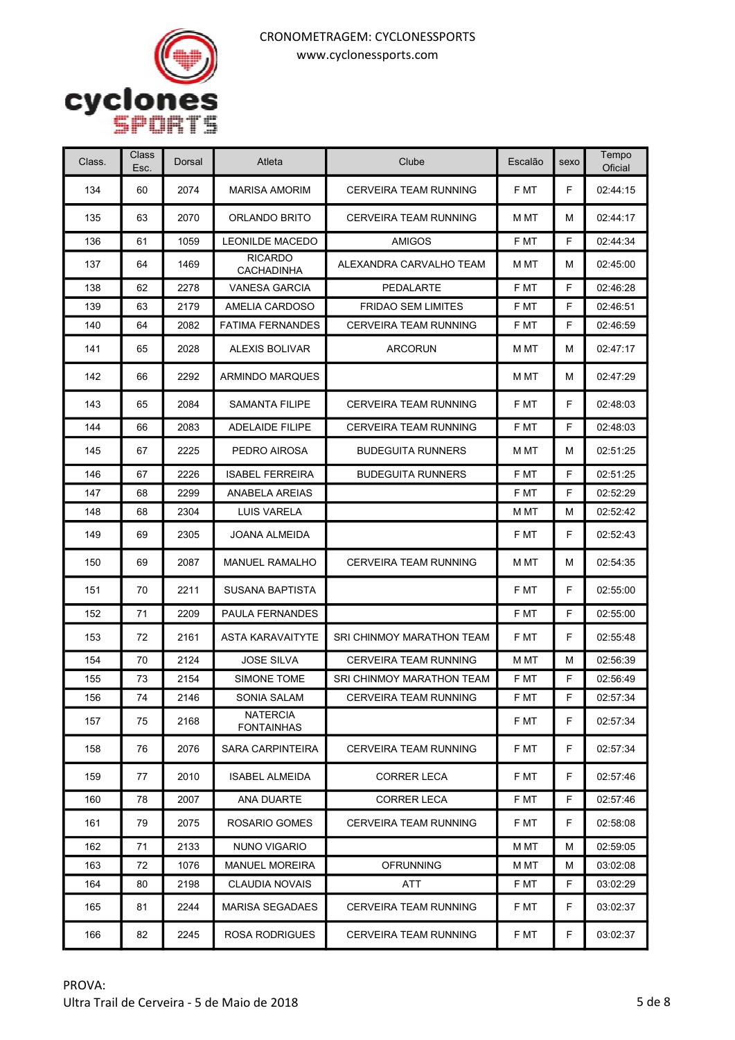CRONOMETRAGEM: CYCLONESSPORTS
www.cyclonessports.com

| Class. | Class Esc. | Dorsal | Atleta | Clube | Escalão | sexo | Tempo Oficial |
|---|---|---|---|---|---|---|---|
| 134 | 60 | 2074 | MARISA AMORIM | CERVEIRA TEAM RUNNING | F MT | F | 02:44:15 |
| 135 | 63 | 2070 | ORLANDO BRITO | CERVEIRA TEAM RUNNING | M MT | M | 02:44:17 |
| 136 | 61 | 1059 | LEONILDE MACEDO | AMIGOS | F MT | F | 02:44:34 |
| 137 | 64 | 1469 | RICARDO CACHADINHA | ALEXANDRA CARVALHO TEAM | M MT | M | 02:45:00 |
| 138 | 62 | 2278 | VANESA GARCIA | PEDALARTE | F MT | F | 02:46:28 |
| 139 | 63 | 2179 | AMELIA CARDOSO | FRIDAO SEM LIMITES | F MT | F | 02:46:51 |
| 140 | 64 | 2082 | FATIMA FERNANDES | CERVEIRA TEAM RUNNING | F MT | F | 02:46:59 |
| 141 | 65 | 2028 | ALEXIS BOLIVAR | ARCORUN | M MT | M | 02:47:17 |
| 142 | 66 | 2292 | ARMINDO MARQUES | | M MT | M | 02:47:29 |
| 143 | 65 | 2084 | SAMANTA FILIPE | CERVEIRA TEAM RUNNING | F MT | F | 02:48:03 |
| 144 | 66 | 2083 | ADELAIDE FILIPE | CERVEIRA TEAM RUNNING | F MT | F | 02:48:03 |
| 145 | 67 | 2225 | PEDRO AIROSA | BUDEGUITA RUNNERS | M MT | M | 02:51:25 |
| 146 | 67 | 2226 | ISABEL FERREIRA | BUDEGUITA RUNNERS | F MT | F | 02:51:25 |
| 147 | 68 | 2299 | ANABELA AREIAS | | F MT | F | 02:52:29 |
| 148 | 68 | 2304 | LUIS VARELA | | M MT | M | 02:52:42 |
| 149 | 69 | 2305 | JOANA ALMEIDA | | F MT | F | 02:52:43 |
| 150 | 69 | 2087 | MANUEL RAMALHO | CERVEIRA TEAM RUNNING | M MT | M | 02:54:35 |
| 151 | 70 | 2211 | SUSANA BAPTISTA | | F MT | F | 02:55:00 |
| 152 | 71 | 2209 | PAULA FERNANDES | | F MT | F | 02:55:00 |
| 153 | 72 | 2161 | ASTA KARAVAITYTE | SRI CHINMOY MARATHON TEAM | F MT | F | 02:55:48 |
| 154 | 70 | 2124 | JOSE SILVA | CERVEIRA TEAM RUNNING | M MT | M | 02:56:39 |
| 155 | 73 | 2154 | SIMONE TOME | SRI CHINMOY MARATHON TEAM | F MT | F | 02:56:49 |
| 156 | 74 | 2146 | SONIA SALAM | CERVEIRA TEAM RUNNING | F MT | F | 02:57:34 |
| 157 | 75 | 2168 | NATERCIA FONTAINHAS | | F MT | F | 02:57:34 |
| 158 | 76 | 2076 | SARA CARPINTEIRA | CERVEIRA TEAM RUNNING | F MT | F | 02:57:34 |
| 159 | 77 | 2010 | ISABEL ALMEIDA | CORRER LECA | F MT | F | 02:57:46 |
| 160 | 78 | 2007 | ANA DUARTE | CORRER LECA | F MT | F | 02:57:46 |
| 161 | 79 | 2075 | ROSARIO GOMES | CERVEIRA TEAM RUNNING | F MT | F | 02:58:08 |
| 162 | 71 | 2133 | NUNO VIGARIO | | M MT | M | 02:59:05 |
| 163 | 72 | 1076 | MANUEL MOREIRA | OFRUNNING | M MT | M | 03:02:08 |
| 164 | 80 | 2198 | CLAUDIA NOVAIS | ATT | F MT | F | 03:02:29 |
| 165 | 81 | 2244 | MARISA SEGADAES | CERVEIRA TEAM RUNNING | F MT | F | 03:02:37 |
| 166 | 82 | 2245 | ROSA RODRIGUES | CERVEIRA TEAM RUNNING | F MT | F | 03:02:37 |

PROVA:
Ultra Trail de Cerveira - 5 de Maio de 2018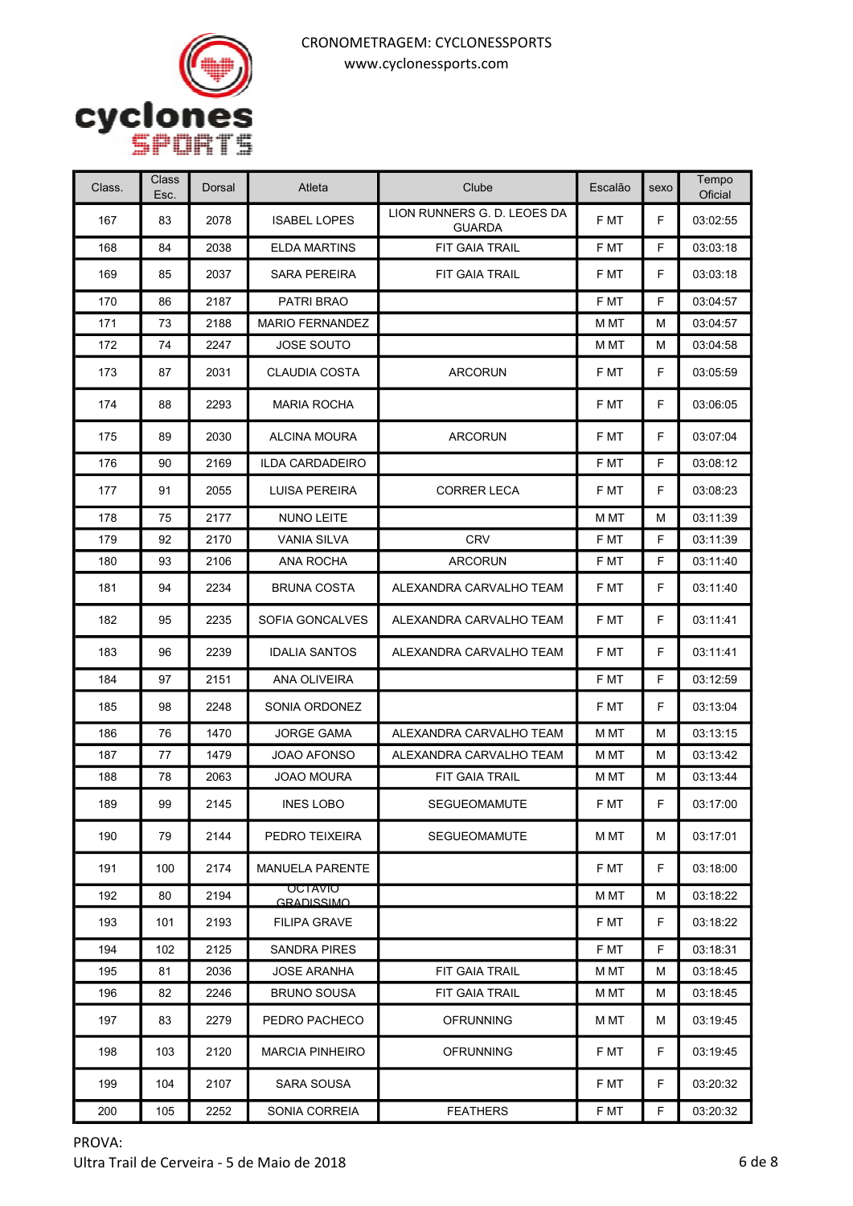CRONOMETRAGEM: CYCLONESSPORTS
www.cyclonessports.com

| Class. | Class Esc. | Dorsal | Atleta | Clube | Escalão | sexo | Tempo Oficial |
|---|---|---|---|---|---|---|---|
| 167 | 83 | 2078 | ISABEL LOPES | LION RUNNERS G. D. LEOES DA GUARDA | F MT | F | 03:02:55 |
| 168 | 84 | 2038 | ELDA MARTINS | FIT GAIA TRAIL | F MT | F | 03:03:18 |
| 169 | 85 | 2037 | SARA PEREIRA | FIT GAIA TRAIL | F MT | F | 03:03:18 |
| 170 | 86 | 2187 | PATRI BRAO | | F MT | F | 03:04:57 |
| 171 | 73 | 2188 | MARIO FERNANDEZ | | M MT | M | 03:04:57 |
| 172 | 74 | 2247 | JOSE SOUTO | | M MT | M | 03:04:58 |
| 173 | 87 | 2031 | CLAUDIA COSTA | ARCORUN | F MT | F | 03:05:59 |
| 174 | 88 | 2293 | MARIA ROCHA | | F MT | F | 03:06:05 |
| 175 | 89 | 2030 | ALCINA MOURA | ARCORUN | F MT | F | 03:07:04 |
| 176 | 90 | 2169 | ILDA CARDADEIRO | | F MT | F | 03:08:12 |
| 177 | 91 | 2055 | LUISA PEREIRA | CORRER LECA | F MT | F | 03:08:23 |
| 178 | 75 | 2177 | NUNO LEITE | | M MT | M | 03:11:39 |
| 179 | 92 | 2170 | VANIA SILVA | CRV | F MT | F | 03:11:39 |
| 180 | 93 | 2106 | ANA ROCHA | ARCORUN | F MT | F | 03:11:40 |
| 181 | 94 | 2234 | BRUNA COSTA | ALEXANDRA CARVALHO TEAM | F MT | F | 03:11:40 |
| 182 | 95 | 2235 | SOFIA GONCALVES | ALEXANDRA CARVALHO TEAM | F MT | F | 03:11:41 |
| 183 | 96 | 2239 | IDALIA SANTOS | ALEXANDRA CARVALHO TEAM | F MT | F | 03:11:41 |
| 184 | 97 | 2151 | ANA OLIVEIRA | | F MT | F | 03:12:59 |
| 185 | 98 | 2248 | SONIA ORDONEZ | | F MT | F | 03:13:04 |
| 186 | 76 | 1470 | JORGE GAMA | ALEXANDRA CARVALHO TEAM | M MT | M | 03:13:15 |
| 187 | 77 | 1479 | JOAO AFONSO | ALEXANDRA CARVALHO TEAM | M MT | M | 03:13:42 |
| 188 | 78 | 2063 | JOAO MOURA | FIT GAIA TRAIL | M MT | M | 03:13:44 |
| 189 | 99 | 2145 | INES LOBO | SEGUEOMAMUTE | F MT | F | 03:17:00 |
| 190 | 79 | 2144 | PEDRO TEIXEIRA | SEGUEOMAMUTE | M MT | M | 03:17:01 |
| 191 | 100 | 2174 | MANUELA PARENTE | | F MT | F | 03:18:00 |
| 192 | 80 | 2194 | OCTAVIO GRADISSIMO | | M MT | M | 03:18:22 |
| 193 | 101 | 2193 | FILIPA GRAVE | | F MT | F | 03:18:22 |
| 194 | 102 | 2125 | SANDRA PIRES | | F MT | F | 03:18:31 |
| 195 | 81 | 2036 | JOSE ARANHA | FIT GAIA TRAIL | M MT | M | 03:18:45 |
| 196 | 82 | 2246 | BRUNO SOUSA | FIT GAIA TRAIL | M MT | M | 03:18:45 |
| 197 | 83 | 2279 | PEDRO PACHECO | OFRUNNING | M MT | M | 03:19:45 |
| 198 | 103 | 2120 | MARCIA PINHEIRO | OFRUNNING | F MT | F | 03:19:45 |
| 199 | 104 | 2107 | SARA SOUSA | | F MT | F | 03:20:32 |
| 200 | 105 | 2252 | SONIA CORREIA | FEATHERS | F MT | F | 03:20:32 |

PROVA:
Ultra Trail de Cerveira - 5 de Maio de 2018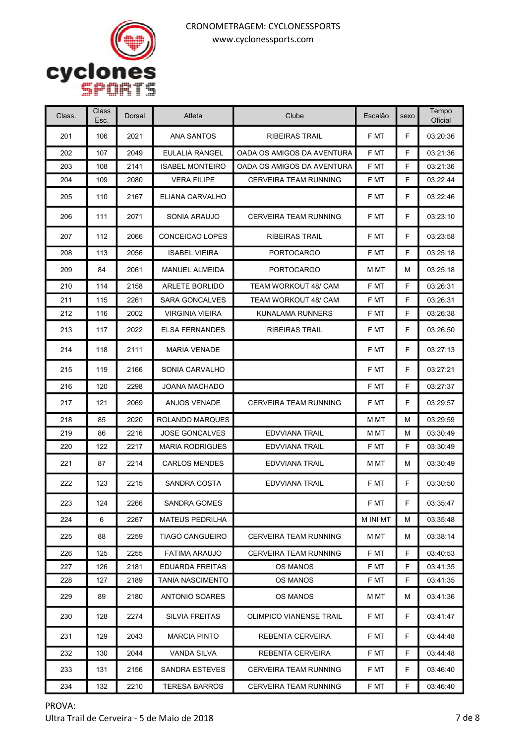CRONOMETRAGEM: CYCLONESSPORTS

www.cyclonessports.com

| Class. | Class Esc. | Dorsal | Atleta | Clube | Escalão | sexo | Tempo Oficial |
|---|---|---|---|---|---|---|---|
| 201 | 106 | 2021 | ANA SANTOS | RIBEIRAS TRAIL | F MT | F | 03:20:36 |
| 202 | 107 | 2049 | EULALIA RANGEL | OADA OS AMIGOS DA AVENTURA | F MT | F | 03:21:36 |
| 203 | 108 | 2141 | ISABEL MONTEIRO | OADA OS AMIGOS DA AVENTURA | F MT | F | 03:21:36 |
| 204 | 109 | 2080 | VERA FILIPE | CERVEIRA TEAM RUNNING | F MT | F | 03:22:44 |
| 205 | 110 | 2167 | ELIANA CARVALHO | | F MT | F | 03:22:46 |
| 206 | 111 | 2071 | SONIA ARAUJO | CERVEIRA TEAM RUNNING | F MT | F | 03:23:10 |
| 207 | 112 | 2066 | CONCEICAO LOPES | RIBEIRAS TRAIL | F MT | F | 03:23:58 |
| 208 | 113 | 2056 | ISABEL VIEIRA | PORTOCARGO | F MT | F | 03:25:18 |
| 209 | 84 | 2061 | MANUEL ALMEIDA | PORTOCARGO | M MT | M | 03:25:18 |
| 210 | 114 | 2158 | ARLETE BORLIDO | TEAM WORKOUT 48/ CAM | F MT | F | 03:26:31 |
| 211 | 115 | 2261 | SARA GONCALVES | TEAM WORKOUT 48/ CAM | F MT | F | 03:26:31 |
| 212 | 116 | 2002 | VIRGINIA VIEIRA | KUNALAMA RUNNERS | F MT | F | 03:26:38 |
| 213 | 117 | 2022 | ELSA FERNANDES | RIBEIRAS TRAIL | F MT | F | 03:26:50 |
| 214 | 118 | 2111 | MARIA VENADE | | F MT | F | 03:27:13 |
| 215 | 119 | 2166 | SONIA CARVALHO | | F MT | F | 03:27:21 |
| 216 | 120 | 2298 | JOANA MACHADO | | F MT | F | 03:27:37 |
| 217 | 121 | 2069 | ANJOS VENADE | CERVEIRA TEAM RUNNING | F MT | F | 03:29:57 |
| 218 | 85 | 2020 | ROLANDO MARQUES | | M MT | M | 03:29:59 |
| 219 | 86 | 2216 | JOSE GONCALVES | EDVVIANA TRAIL | M MT | M | 03:30:49 |
| 220 | 122 | 2217 | MARIA RODRIGUES | EDVVIANA TRAIL | F MT | F | 03:30:49 |
| 221 | 87 | 2214 | CARLOS MENDES | EDVVIANA TRAIL | M MT | M | 03:30:49 |
| 222 | 123 | 2215 | SANDRA COSTA | EDVVIANA TRAIL | F MT | F | 03:30:50 |
| 223 | 124 | 2266 | SANDRA GOMES | | F MT | F | 03:35:47 |
| 224 | 6 | 2267 | MATEUS PEDRILHA | | M INI MT | M | 03:35:48 |
| 225 | 88 | 2259 | TIAGO CANGUEIRO | CERVEIRA TEAM RUNNING | M MT | M | 03:38:14 |
| 226 | 125 | 2255 | FATIMA ARAUJO | CERVEIRA TEAM RUNNING | F MT | F | 03:40:53 |
| 227 | 126 | 2181 | EDUARDA FREITAS | OS MANOS | F MT | F | 03:41:35 |
| 228 | 127 | 2189 | TANIA NASCIMENTO | OS MANOS | F MT | F | 03:41:35 |
| 229 | 89 | 2180 | ANTONIO SOARES | OS MANOS | M MT | M | 03:41:36 |
| 230 | 128 | 2274 | SILVIA FREITAS | OLIMPICO VIANENSE TRAIL | F MT | F | 03:41:47 |
| 231 | 129 | 2043 | MARCIA PINTO | REBENTA CERVEIRA | F MT | F | 03:44:48 |
| 232 | 130 | 2044 | VANDA SILVA | REBENTA CERVEIRA | F MT | F | 03:44:48 |
| 233 | 131 | 2156 | SANDRA ESTEVES | CERVEIRA TEAM RUNNING | F MT | F | 03:46:40 |
| 234 | 132 | 2210 | TERESA BARROS | CERVEIRA TEAM RUNNING | F MT | F | 03:46:40 |

PROVA:

Ultra Trail de Cerveira - 5 de Maio de 2018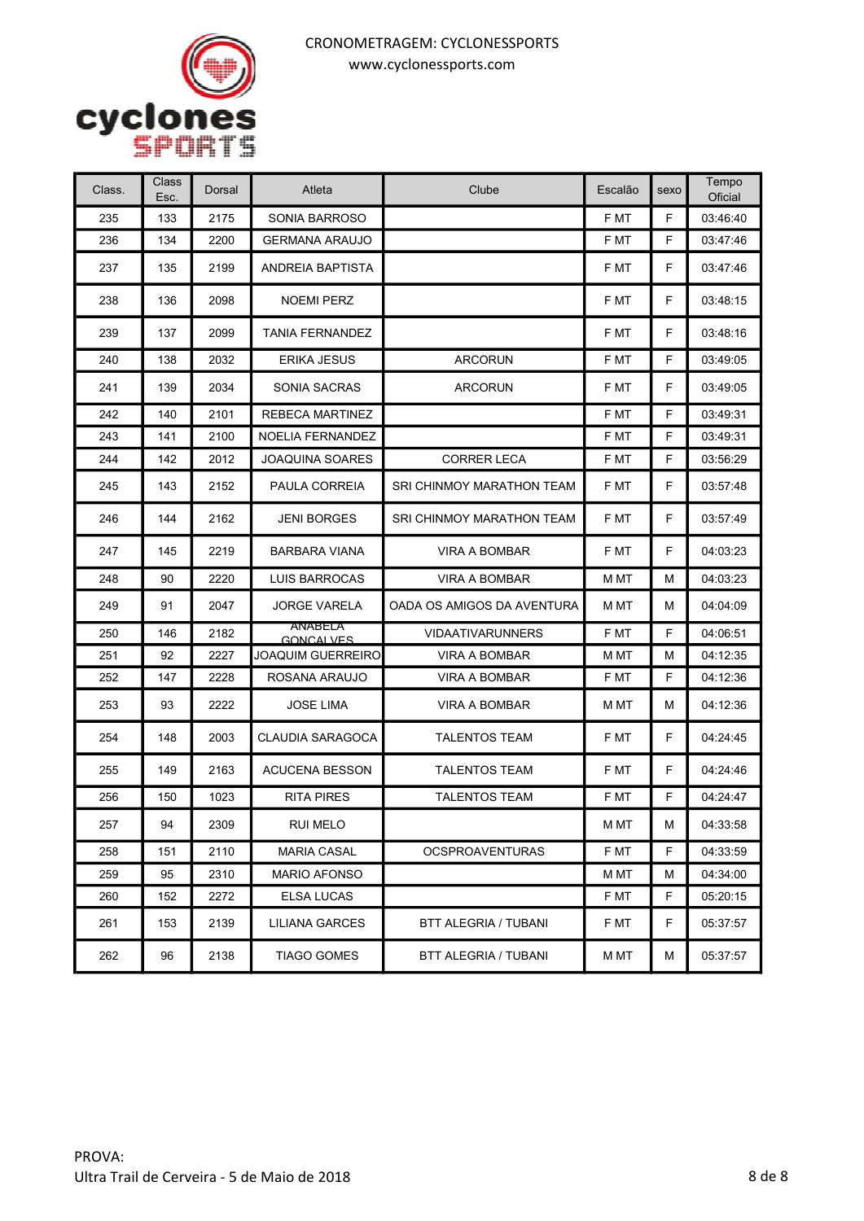CRONOMETRAGEM: CYCLONESSPORTS
www.cyclonessports.com

| Class. | Class Esc. | Dorsal | Atleta | Clube | Escalão | sexo | Tempo Oficial |
|---|---|---|---|---|---|---|---|
| 235 | 133 | 2175 | SONIA BARROSO | | F MT | F | 03:46:40 |
| 236 | 134 | 2200 | GERMANA ARAUJO | | F MT | F | 03:47:46 |
| 237 | 135 | 2199 | ANDREIA BAPTISTA | | F MT | F | 03:47:46 |
| 238 | 136 | 2098 | NOEMI PERZ | | F MT | F | 03:48:15 |
| 239 | 137 | 2099 | TANIA FERNANDEZ | | F MT | F | 03:48:16 |
| 240 | 138 | 2032 | ERIKA JESUS | ARCORUN | F MT | F | 03:49:05 |
| 241 | 139 | 2034 | SONIA SACRAS | ARCORUN | F MT | F | 03:49:05 |
| 242 | 140 | 2101 | REBECA MARTINEZ | | F MT | F | 03:49:31 |
| 243 | 141 | 2100 | NOELIA FERNANDEZ | | F MT | F | 03:49:31 |
| 244 | 142 | 2012 | JOAQUINA SOARES | CORRER LECA | F MT | F | 03:56:29 |
| 245 | 143 | 2152 | PAULA CORREIA | SRI CHINMOY MARATHON TEAM | F MT | F | 03:57:48 |
| 246 | 144 | 2162 | JENI BORGES | SRI CHINMOY MARATHON TEAM | F MT | F | 03:57:49 |
| 247 | 145 | 2219 | BARBARA VIANA | VIRA A BOMBAR | F MT | F | 04:03:23 |
| 248 | 90 | 2220 | LUIS BARROCAS | VIRA A BOMBAR | M MT | M | 04:03:23 |
| 249 | 91 | 2047 | JORGE VARELA | OADA OS AMIGOS DA AVENTURA | M MT | M | 04:04:09 |
| 250 | 146 | 2182 | ANABELA GONCALVES | VIDAATIVARUNNERS | F MT | F | 04:06:51 |
| 251 | 92 | 2227 | JOAQUIM GUERREIRO | VIRA A BOMBAR | M MT | M | 04:12:35 |
| 252 | 147 | 2228 | ROSANA ARAUJO | VIRA A BOMBAR | F MT | F | 04:12:36 |
| 253 | 93 | 2222 | JOSE LIMA | VIRA A BOMBAR | M MT | M | 04:12:36 |
| 254 | 148 | 2003 | CLAUDIA SARAGOCA | TALENTOS TEAM | F MT | F | 04:24:45 |
| 255 | 149 | 2163 | ACUCENA BESSON | TALENTOS TEAM | F MT | F | 04:24:46 |
| 256 | 150 | 1023 | RITA PIRES | TALENTOS TEAM | F MT | F | 04:24:47 |
| 257 | 94 | 2309 | RUI MELO | | M MT | M | 04:33:58 |
| 258 | 151 | 2110 | MARIA CASAL | OCSPROAVENTURAS | F MT | F | 04:33:59 |
| 259 | 95 | 2310 | MARIO AFONSO | | M MT | M | 04:34:00 |
| 260 | 152 | 2272 | ELSA LUCAS | | F MT | F | 05:20:15 |
| 261 | 153 | 2139 | LILIANA GARCES | BTT ALEGRIA / TUBANI | F MT | F | 05:37:57 |
| 262 | 96 | 2138 | TIAGO GOMES | BTT ALEGRIA / TUBANI | M MT | M | 05:37:57 |

PROVA:
Ultra Trail de Cerveira - 5 de Maio de 2018